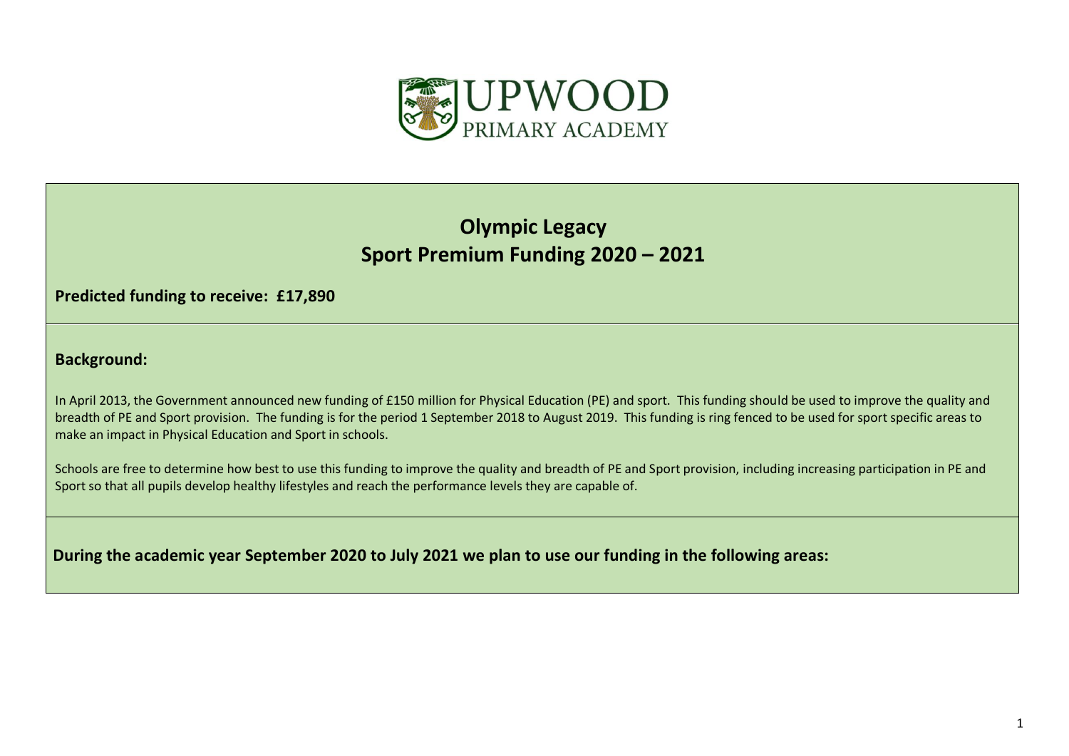UPWOOD
PRIMARY ACADEMY

# Olympic Legacy
# Sport Premium Funding 2020 – 2021

**Predicted funding to receive: £17,890**

## Background:

In April 2013, the Government announced new funding of £150 million for Physical Education (PE) and sport. This funding should be used to improve the quality and breadth of PE and Sport provision. The funding is for the period 1 September 2018 to August 2019. This funding is ring fenced to be used for sport specific areas to make an impact in Physical Education and Sport in schools.

Schools are free to determine how best to use this funding to improve the quality and breadth of PE and Sport provision, including increasing participation in PE and Sport so that all pupils develop healthy lifestyles and reach the performance levels they are capable of.

**During the academic year September 2020 to July 2021 we plan to use our funding in the following areas:**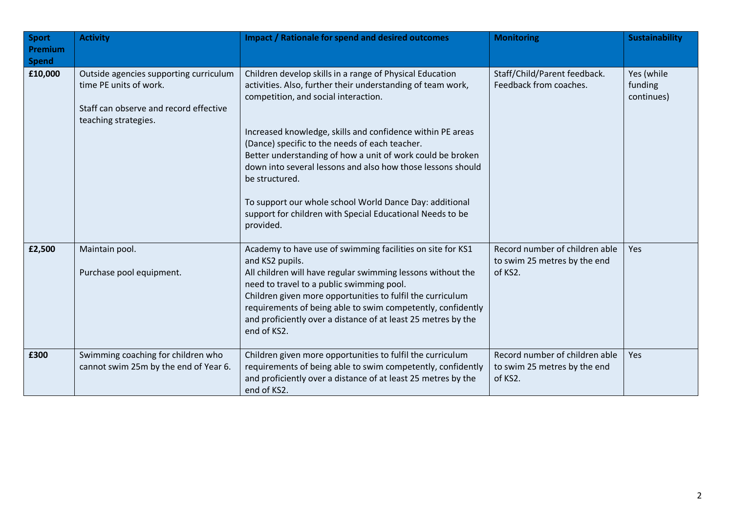| Sport Premium Spend | Activity | Impact / Rationale for spend and desired outcomes | Monitoring | Sustainability |
|---|---|---|---|---|
| **£10,000** | Outside agencies supporting curriculum time PE units of work.<br><br>Staff can observe and record effective teaching strategies. | Children develop skills in a range of Physical Education activities. Also, further their understanding of team work, competition, and social interaction.<br><br>Increased knowledge, skills and confidence within PE areas (Dance) specific to the needs of each teacher.<br>Better understanding of how a unit of work could be broken down into several lessons and also how those lessons should be structured.<br><br>To support our whole school World Dance Day: additional support for children with Special Educational Needs to be provided. | Staff/Child/Parent feedback.<br>Feedback from coaches. | Yes (while funding continues) |
| **£2,500** | Maintain pool.<br><br>Purchase pool equipment. | Academy to have use of swimming facilities on site for KS1 and KS2 pupils.<br>All children will have regular swimming lessons without the need to travel to a public swimming pool.<br>Children given more opportunities to fulfil the curriculum requirements of being able to swim competently, confidently and proficiently over a distance of at least 25 metres by the end of KS2. | Record number of children able to swim 25 metres by the end of KS2. | Yes |
| **£300** | Swimming coaching for children who cannot swim 25m by the end of Year 6. | Children given more opportunities to fulfil the curriculum requirements of being able to swim competently, confidently and proficiently over a distance of at least 25 metres by the end of KS2. | Record number of children able to swim 25 metres by the end of KS2. | Yes |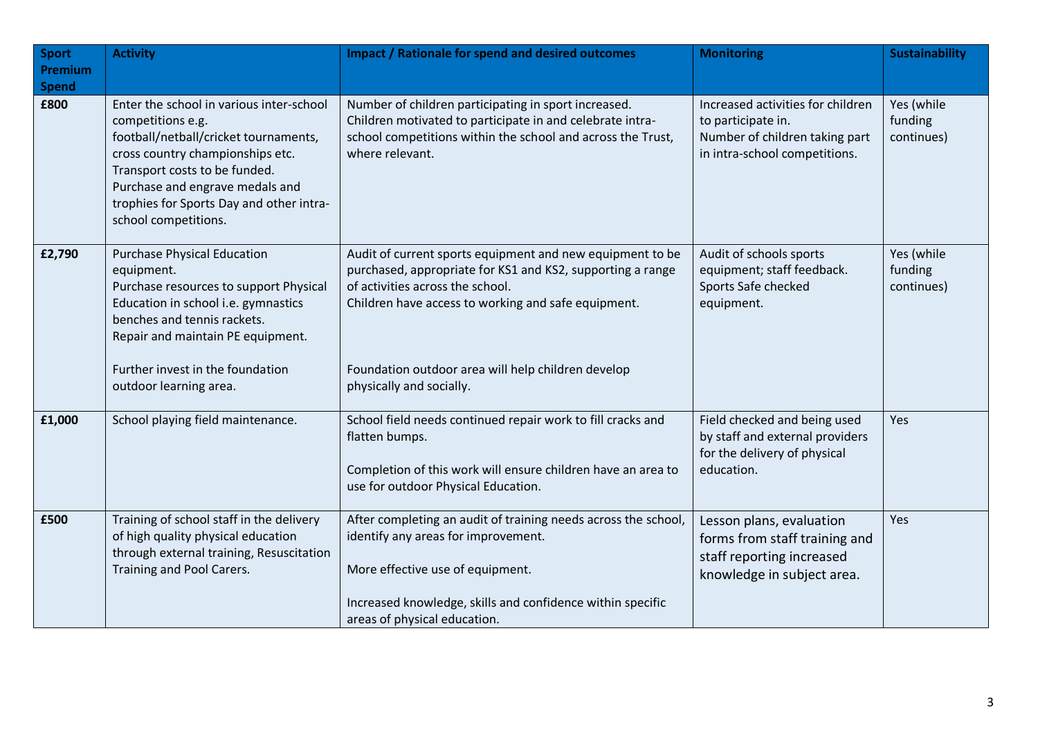| Sport Premium Spend | Activity | Impact / Rationale for spend and desired outcomes | Monitoring | Sustainability |
| --- | --- | --- | --- | --- |
| **£800** | Enter the school in various inter-school competitions e.g. football/netball/cricket tournaments, cross country championships etc.<br>Transport costs to be funded.<br>Purchase and engrave medals and trophies for Sports Day and other intra-school competitions. | Number of children participating in sport increased.<br>Children motivated to participate in and celebrate intra-school competitions within the school and across the Trust, where relevant. | Increased activities for children to participate in.<br>Number of children taking part in intra-school competitions. | Yes (while funding continues) |
| **£2,790** | Purchase Physical Education equipment.<br>Purchase resources to support Physical Education in school i.e. gymnastics benches and tennis rackets.<br>Repair and maintain PE equipment.<br><br>Further invest in the foundation outdoor learning area. | Audit of current sports equipment and new equipment to be purchased, appropriate for KS1 and KS2, supporting a range of activities across the school.<br>Children have access to working and safe equipment.<br><br>Foundation outdoor area will help children develop physically and socially. | Audit of schools sports equipment; staff feedback.<br>Sports Safe checked equipment. | Yes (while funding continues) |
| **£1,000** | School playing field maintenance. | School field needs continued repair work to fill cracks and flatten bumps.<br><br>Completion of this work will ensure children have an area to use for outdoor Physical Education. | Field checked and being used by staff and external providers for the delivery of physical education. | Yes |
| **£500** | Training of school staff in the delivery of high quality physical education through external training, Resuscitation Training and Pool Carers. | After completing an audit of training needs across the school, identify any areas for improvement.<br><br>More effective use of equipment.<br><br>Increased knowledge, skills and confidence within specific areas of physical education. | Lesson plans, evaluation forms from staff training and staff reporting increased knowledge in subject area. | Yes |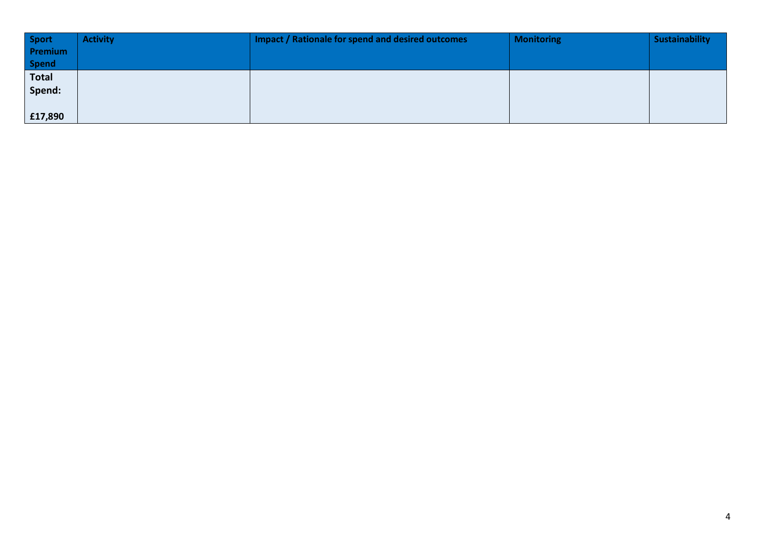| Sport Premium Spend | Activity | Impact / Rationale for spend and desired outcomes | Monitoring | Sustainability |
|---|---|---|---|---|
| **Total Spend:** **£17,890** | | | | |